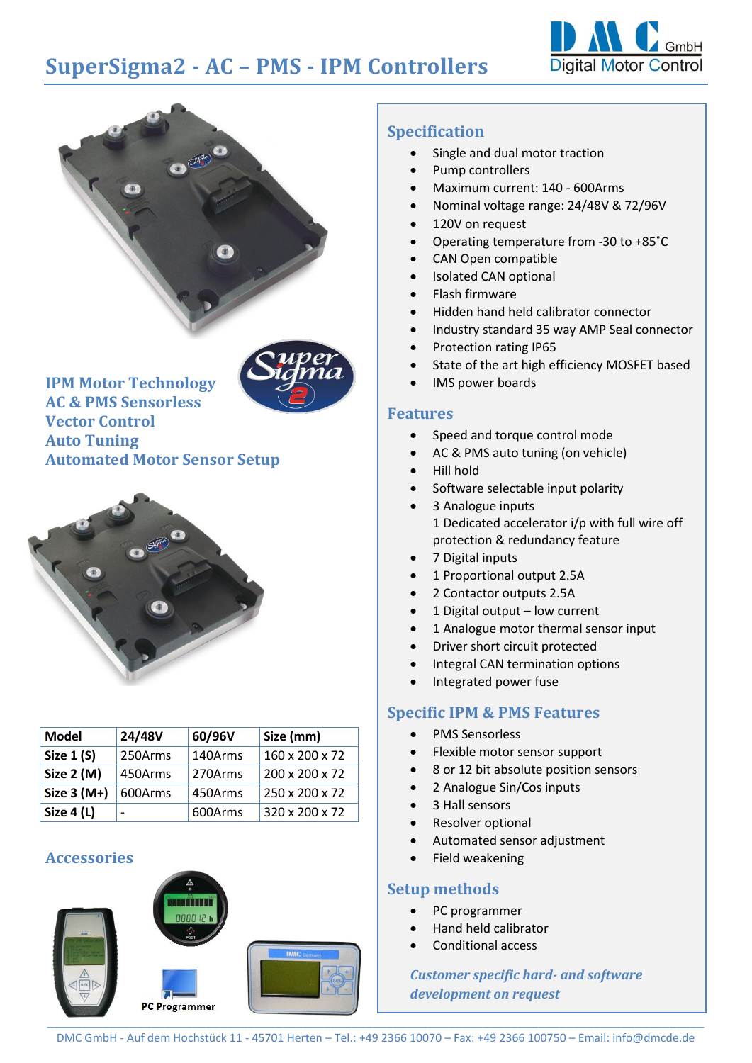# SuperSigma2 - AC – PMS - IPM Controllers

DMC GmbH
Digital Motor Control

**IPM Motor Technology**
**AC & PMS Sensorless**
**Vector Control**
**Auto Tuning**
**Automated Motor Sensor Setup**

| Model | 24/48V | 60/96V | Size (mm) |
|---|---|---|---|
| Size 1 (S) | 250Arms | 140Arms | 160 x 200 x 72 |
| Size 2 (M) | 450Arms | 270Arms | 200 x 200 x 72 |
| Size 3 (M+) | 600Arms | 450Arms | 250 x 200 x 72 |
| Size 4 (L) | - | 600Arms | 320 x 200 x 72 |

## Accessories

PC Programmer

## Specification

- Single and dual motor traction
- Pump controllers
- Maximum current: 140 - 600Arms
- Nominal voltage range: 24/48V & 72/96V
- 120V on request
- Operating temperature from -30 to +85˚C
- CAN Open compatible
- Isolated CAN optional
- Flash firmware
- Hidden hand held calibrator connector
- Industry standard 35 way AMP Seal connector
- Protection rating IP65
- State of the art high efficiency MOSFET based
- IMS power boards

## Features

- Speed and torque control mode
- AC & PMS auto tuning (on vehicle)
- Hill hold
- Software selectable input polarity
- 3 Analogue inputs
  1 Dedicated accelerator i/p with full wire off protection & redundancy feature
- 7 Digital inputs
- 1 Proportional output 2.5A
- 2 Contactor outputs 2.5A
- 1 Digital output – low current
- 1 Analogue motor thermal sensor input
- Driver short circuit protected
- Integral CAN termination options
- Integrated power fuse

## Specific IPM & PMS Features

- PMS Sensorless
- Flexible motor sensor support
- 8 or 12 bit absolute position sensors
- 2 Analogue Sin/Cos inputs
- 3 Hall sensors
- Resolver optional
- Automated sensor adjustment
- Field weakening

## Setup methods

- PC programmer
- Hand held calibrator
- Conditional access

*Customer specific hard- and software development on request*

DMC GmbH - Auf dem Hochstück 11 - 45701 Herten – Tel.: +49 2366 10070 – Fax: +49 2366 100750 – Email: info@dmcde.de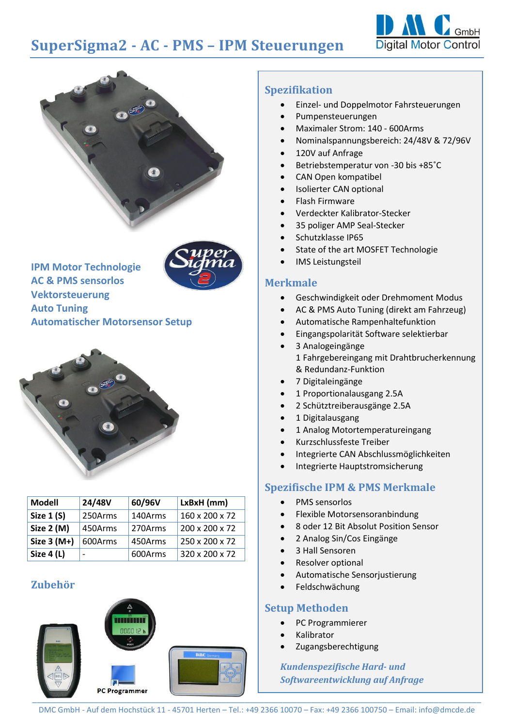# SuperSigma2 - AC - PMS – IPM Steuerungen

**IPM Motor Technologie**
**AC & PMS sensorlos**
**Vektorsteuerung**
**Auto Tuning**
**Automatischer Motorsensor Setup**

| Modell | 24/48V | 60/96V | LxBxH (mm) |
|---|---|---|---|
| Size 1 (S) | 250Arms | 140Arms | 160 x 200 x 72 |
| Size 2 (M) | 450Arms | 270Arms | 200 x 200 x 72 |
| Size 3 (M+) | 600Arms | 450Arms | 250 x 200 x 72 |
| Size 4 (L) | - | 600Arms | 320 x 200 x 72 |

## Zubehör

PC Programmer

## Spezifikation

- Einzel- und Doppelmotor Fahrsteuerungen
- Pumpensteuerungen
- Maximaler Strom: 140 - 600Arms
- Nominalspannungsbereich: 24/48V & 72/96V
- 120V auf Anfrage
- Betriebstemperatur von -30 bis +85˚C
- CAN Open kompatibel
- Isolierter CAN optional
- Flash Firmware
- Verdeckter Kalibrator-Stecker
- 35 poliger AMP Seal-Stecker
- Schutzklasse IP65
- State of the art MOSFET Technologie
- IMS Leistungsteil

## Merkmale

- Geschwindigkeit oder Drehmoment Modus
- AC & PMS Auto Tuning (direkt am Fahrzeug)
- Automatische Rampenhaltefunktion
- Eingangspolarität Software selektierbar
- 3 Analogeingänge
  1 Fahrgebereingang mit Drahtbrucherkennung & Redundanz-Funktion
- 7 Digitaleingänge
- 1 Proportionalausgang 2.5A
- 2 Schütztreiberausgänge 2.5A
- 1 Digitalausgang
- 1 Analog Motortemperatureingang
- Kurzschlussfeste Treiber
- Integrierte CAN Abschlussmöglichkeiten
- Integrierte Hauptstromsicherung

## Spezifische IPM & PMS Merkmale

- PMS sensorlos
- Flexible Motorsensoranbindung
- 8 oder 12 Bit Absolut Position Sensor
- 2 Analog Sin/Cos Eingänge
- 3 Hall Sensoren
- Resolver optional
- Automatische Sensorjustierung
- Feldschwächung

## Setup Methoden

- PC Programmierer
- Kalibrator
- Zugangsberechtigung

***Kundenspezifische Hard- und Softwareentwicklung auf Anfrage***

DMC GmbH - Auf dem Hochstück 11 - 45701 Herten – Tel.: +49 2366 10070 – Fax: +49 2366 100750 – Email: info@dmcde.de